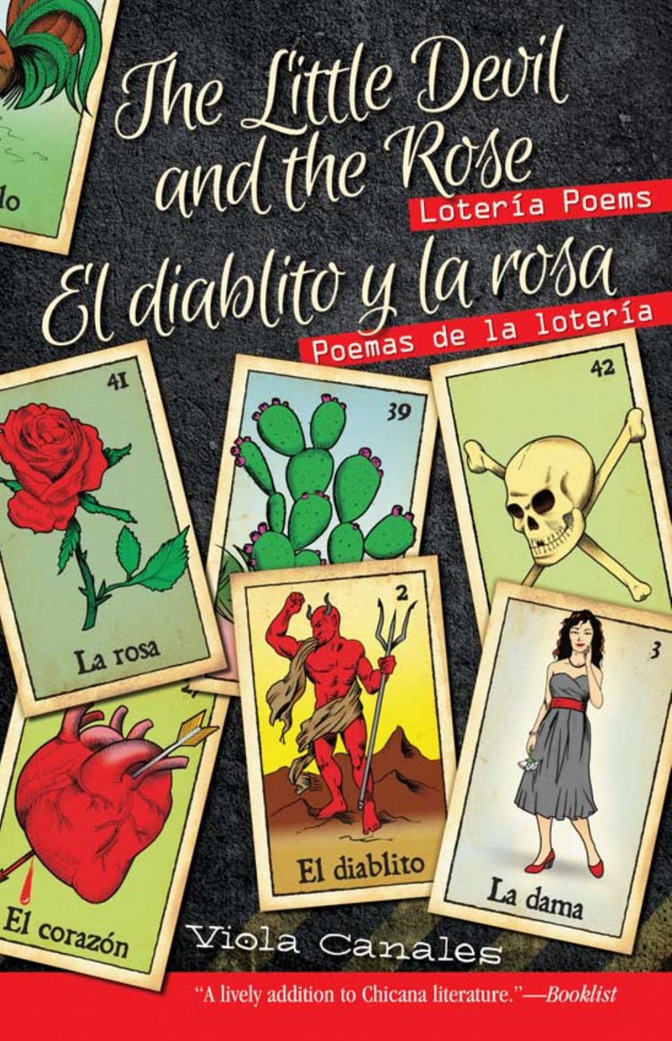# The Little Devil and the Rose

## Lotería Poems

# El diablito y la rosa

## Poemas de la lotería

La rosa

El diablito

La dama

El corazón

Viola Canales

"A lively addition to Chicana literature."—*Booklist*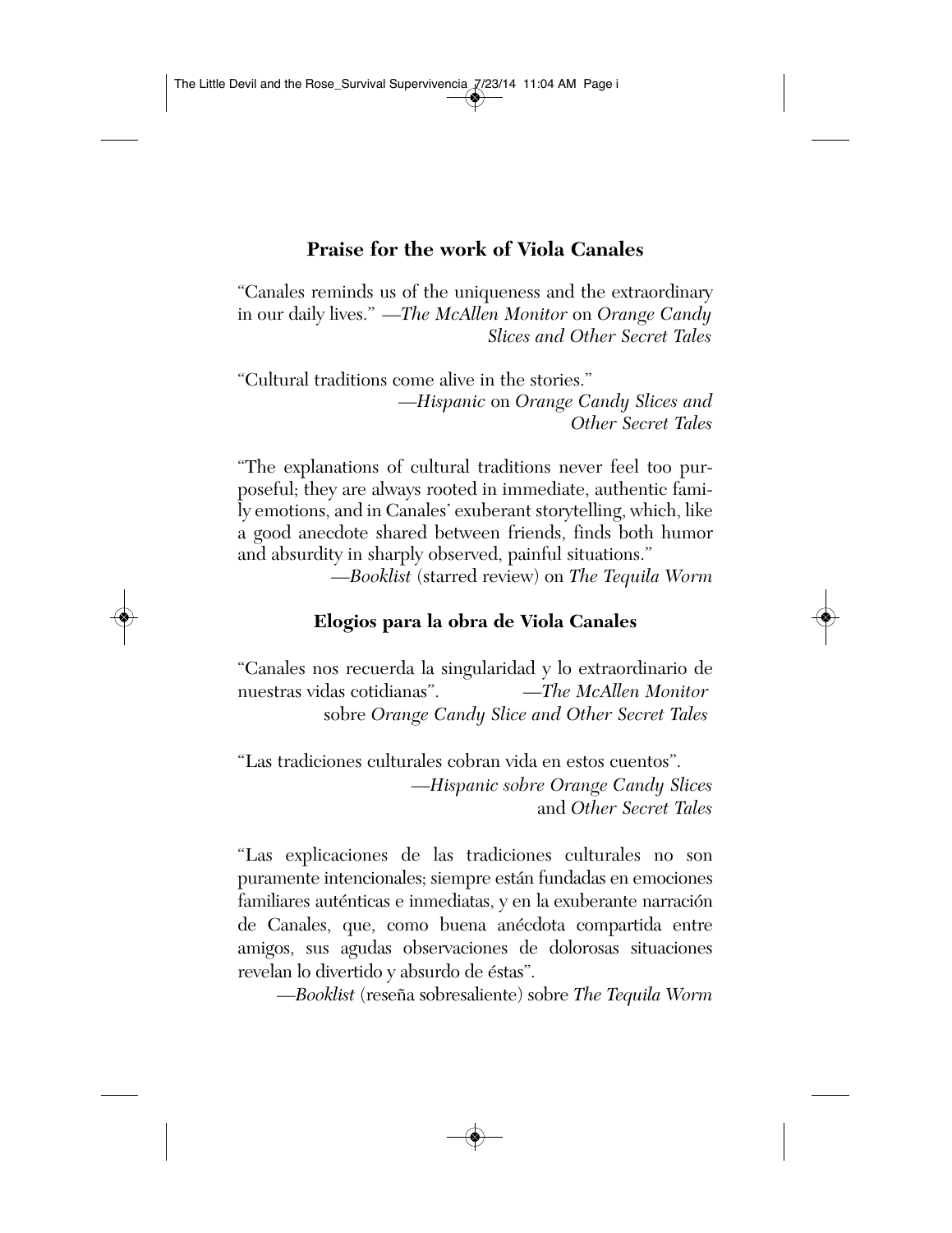## Praise for the work of Viola Canales

"Canales reminds us of the uniqueness and the extraordinary in our daily lives." —*The McAllen Monitor* on *Orange Candy Slices and Other Secret Tales*

"Cultural traditions come alive in the stories."
—*Hispanic* on *Orange Candy Slices and Other Secret Tales*

"The explanations of cultural traditions never feel too purposeful; they are always rooted in immediate, authentic family emotions, and in Canales' exuberant storytelling, which, like a good anecdote shared between friends, finds both humor and absurdity in sharply observed, painful situations."
—*Booklist* (starred review) on *The Tequila Worm*

## Elogios para la obra de Viola Canales

"Canales nos recuerda la singularidad y lo extraordinario de nuestras vidas cotidianas". —*The McAllen Monitor* sobre *Orange Candy Slice and Other Secret Tales*

"Las tradiciones culturales cobran vida en estos cuentos".
—*Hispanic sobre Orange Candy Slices* and *Other Secret Tales*

"Las explicaciones de las tradiciones culturales no son puramente intencionales; siempre están fundadas en emociones familiares auténticas e inmediatas, y en la exuberante narración de Canales, que, como buena anécdota compartida entre amigos, sus agudas observaciones de dolorosas situaciones revelan lo divertido y absurdo de éstas".
—*Booklist* (reseña sobresaliente) sobre *The Tequila Worm*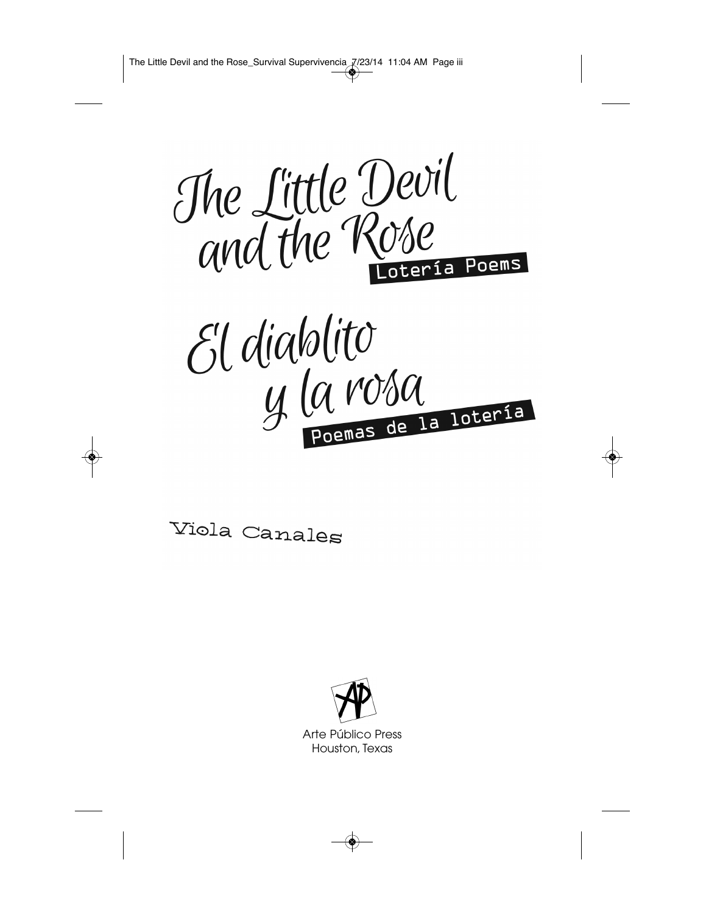# The Little Devil and the Rose

## Lotería Poems

# El diablito y la rosa

## Poemas de la lotería

Viola Canales

Arte Público Press
Houston, Texas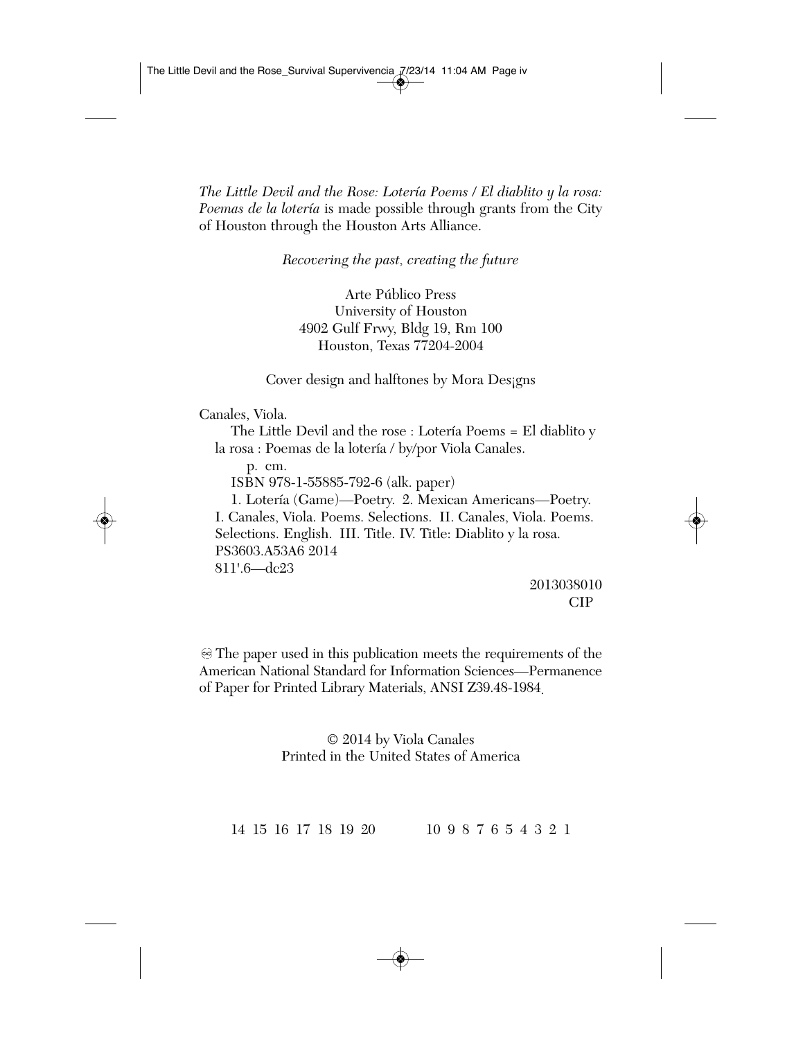*The Little Devil and the Rose: Lotería Poems / El diablito y la rosa: Poemas de la lotería* is made possible through grants from the City of Houston through the Houston Arts Alliance.

*Recovering the past, creating the future*

Arte Público Press
University of Houston
4902 Gulf Frwy, Bldg 19, Rm 100
Houston, Texas 77204-2004

Cover design and halftones by Mora Des¡gns

Canales, Viola.
The Little Devil and the rose : Lotería Poems = El diablito y la rosa : Poemas de la lotería / by/por Viola Canales.
p. cm.
ISBN 978-1-55885-792-6 (alk. paper)
1. Lotería (Game)—Poetry. 2. Mexican Americans—Poetry. I. Canales, Viola. Poems. Selections. II. Canales, Viola. Poems. Selections. English. III. Title. IV. Title: Diablito y la rosa.
PS3603.A53A6 2014
811'.6—dc23

2013038010
CIP

♾ The paper used in this publication meets the requirements of the American National Standard for Information Sciences—Permanence of Paper for Printed Library Materials, ANSI Z39.48-1984.

© 2014 by Viola Canales
Printed in the United States of America

14 15 16 17 18 19 20 10 9 8 7 6 5 4 3 2 1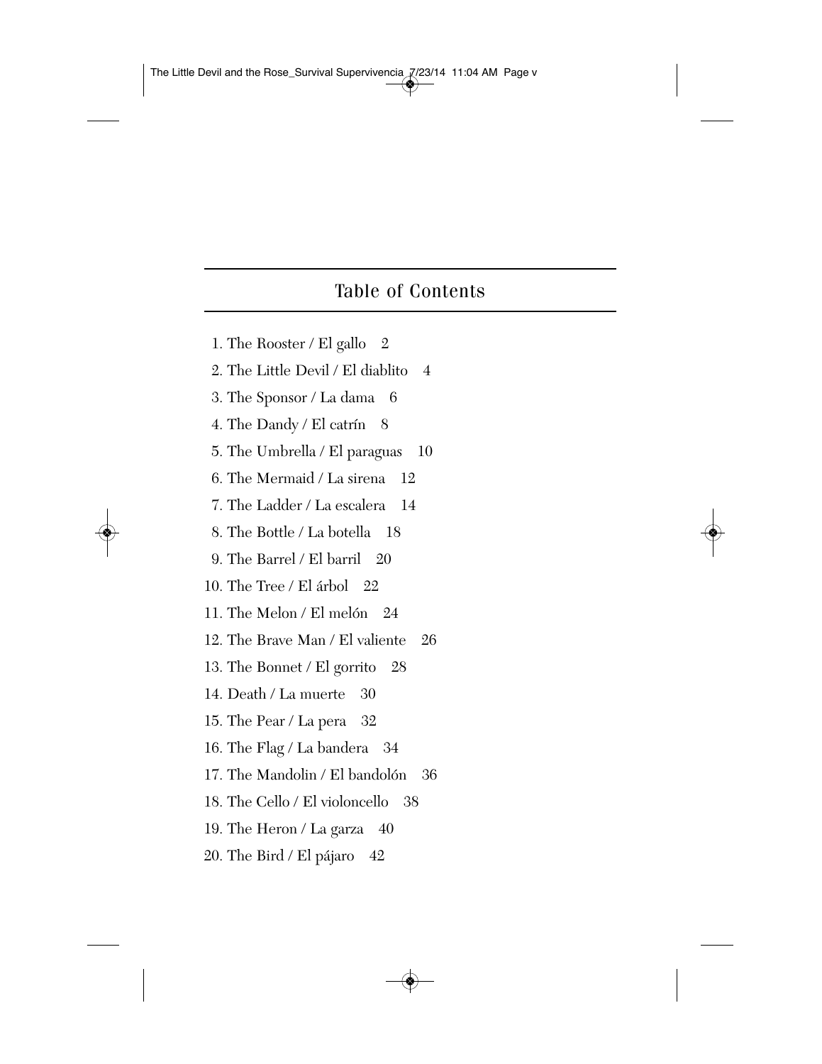## Table of Contents

1. The Rooster / El gallo 2
2. The Little Devil / El diablito 4
3. The Sponsor / La dama 6
4. The Dandy / El catrín 8
5. The Umbrella / El paraguas 10
6. The Mermaid / La sirena 12
7. The Ladder / La escalera 14
8. The Bottle / La botella 18
9. The Barrel / El barril 20
10. The Tree / El árbol 22
11. The Melon / El melón 24
12. The Brave Man / El valiente 26
13. The Bonnet / El gorrito 28
14. Death / La muerte 30
15. The Pear / La pera 32
16. The Flag / La bandera 34
17. The Mandolin / El bandolón 36
18. The Cello / El violoncello 38
19. The Heron / La garza 40
20. The Bird / El pájaro 42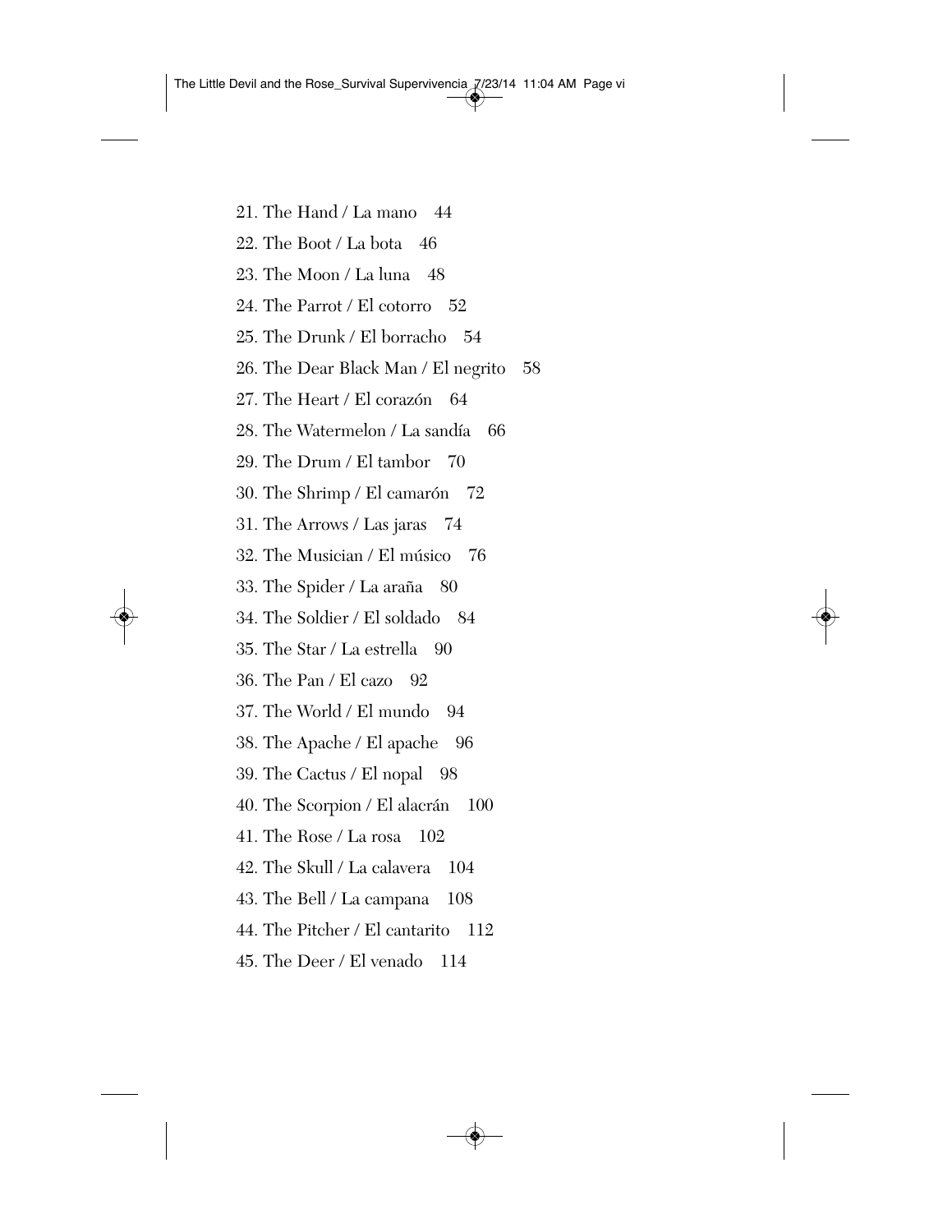21. The Hand / La mano 44
22. The Boot / La bota 46
23. The Moon / La luna 48
24. The Parrot / El cotorro 52
25. The Drunk / El borracho 54
26. The Dear Black Man / El negrito 58
27. The Heart / El corazón 64
28. The Watermelon / La sandía 66
29. The Drum / El tambor 70
30. The Shrimp / El camarón 72
31. The Arrows / Las jaras 74
32. The Musician / El músico 76
33. The Spider / La araña 80
34. The Soldier / El soldado 84
35. The Star / La estrella 90
36. The Pan / El cazo 92
37. The World / El mundo 94
38. The Apache / El apache 96
39. The Cactus / El nopal 98
40. The Scorpion / El alacrán 100
41. The Rose / La rosa 102
42. The Skull / La calavera 104
43. The Bell / La campana 108
44. The Pitcher / El cantarito 112
45. The Deer / El venado 114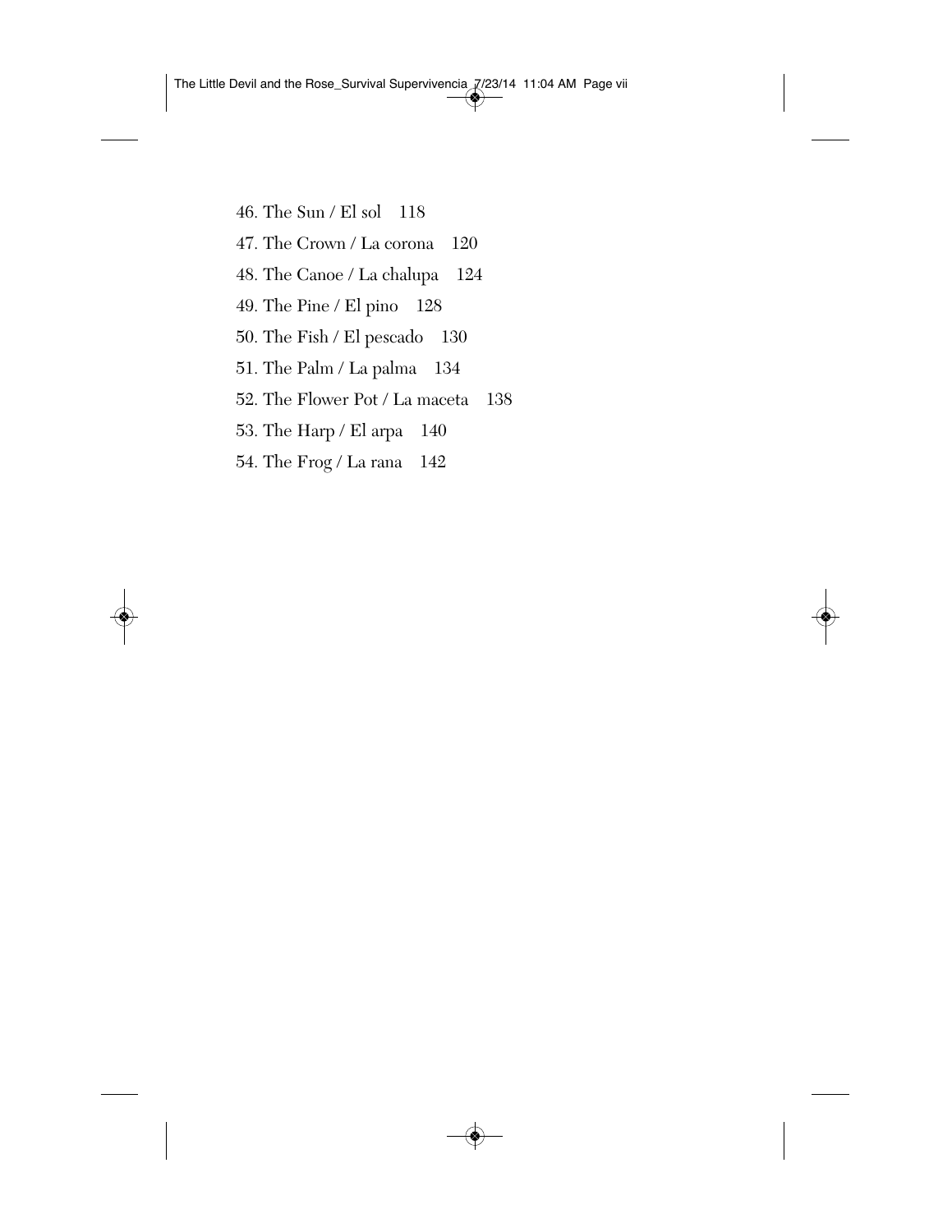46. The Sun / El sol 118
47. The Crown / La corona 120
48. The Canoe / La chalupa 124
49. The Pine / El pino 128
50. The Fish / El pescado 130
51. The Palm / La palma 134
52. The Flower Pot / La maceta 138
53. The Harp / El arpa 140
54. The Frog / La rana 142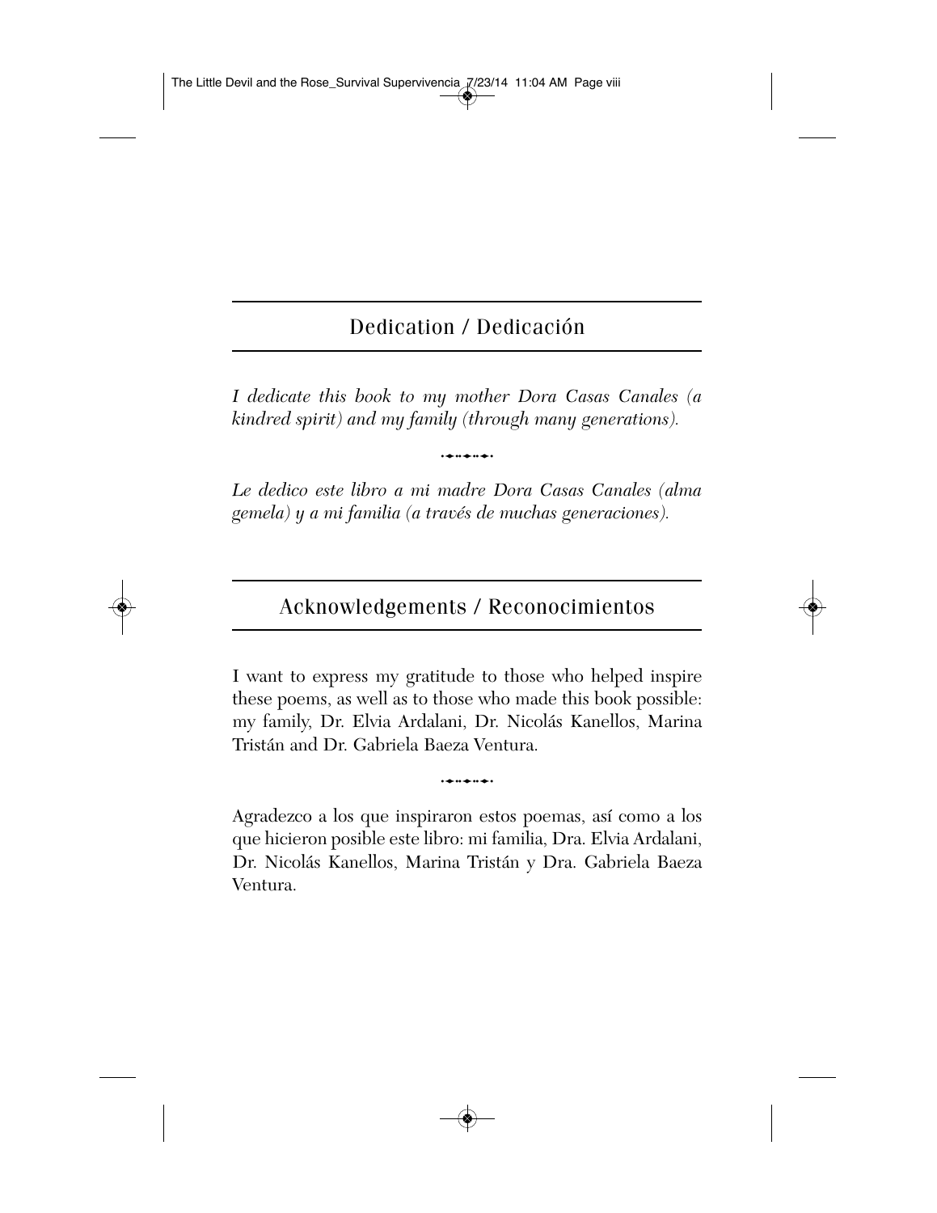## Dedication / Dedicación

*I dedicate this book to my mother Dora Casas Canales (a kindred spirit) and my family (through many generations).*

*Le dedico este libro a mi madre Dora Casas Canales (alma gemela) y a mi familia (a través de muchas generaciones).*

## Acknowledgements / Reconocimientos

I want to express my gratitude to those who helped inspire these poems, as well as to those who made this book possible: my family, Dr. Elvia Ardalani, Dr. Nicolás Kanellos, Marina Tristán and Dr. Gabriela Baeza Ventura.

Agradezco a los que inspiraron estos poemas, así como a los que hicieron posible este libro: mi familia, Dra. Elvia Ardalani, Dr. Nicolás Kanellos, Marina Tristán y Dra. Gabriela Baeza Ventura.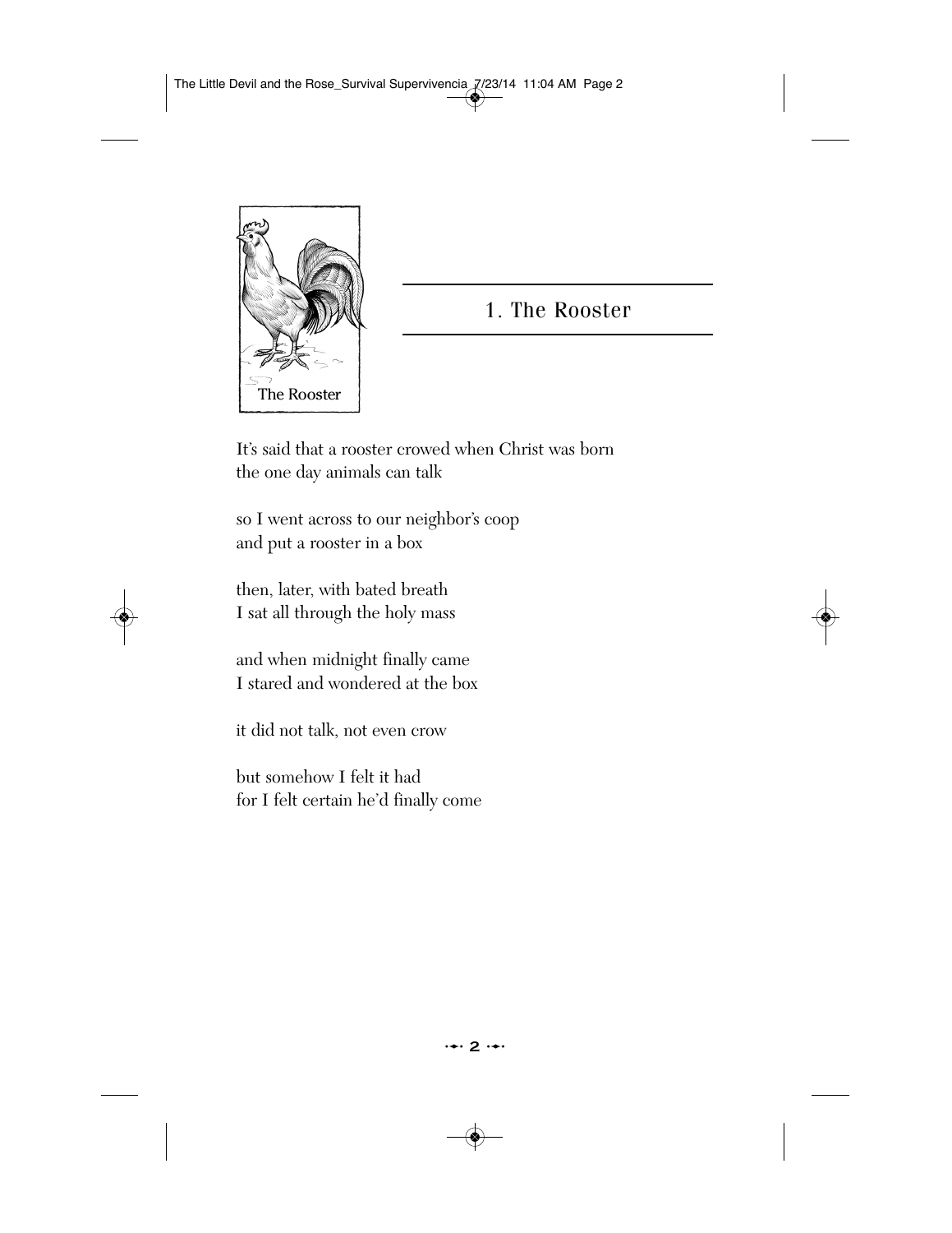## 1. The Rooster

It's said that a rooster crowed when Christ was born
the one day animals can talk

so I went across to our neighbor's coop
and put a rooster in a box

then, later, with bated breath
I sat all through the holy mass

and when midnight finally came
I stared and wondered at the box

it did not talk, not even crow

but somehow I felt it had
for I felt certain he'd finally come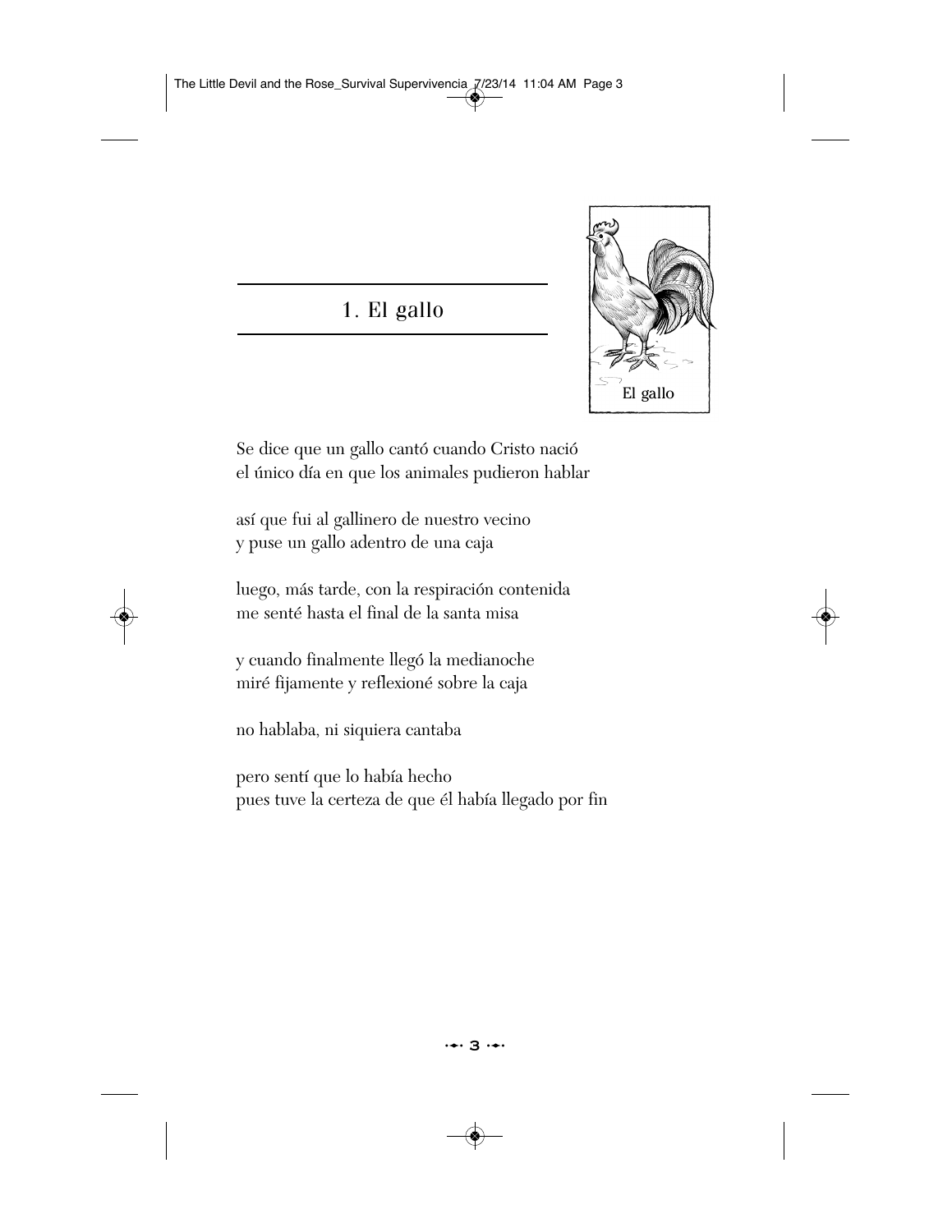## 1. El gallo

El gallo

Se dice que un gallo cantó cuando Cristo nació
el único día en que los animales pudieron hablar

así que fui al gallinero de nuestro vecino
y puse un gallo adentro de una caja

luego, más tarde, con la respiración contenida
me senté hasta el final de la santa misa

y cuando finalmente llegó la medianoche
miré fijamente y reflexioné sobre la caja

no hablaba, ni siquiera cantaba

pero sentí que lo había hecho
pues tuve la certeza de que él había llegado por fin